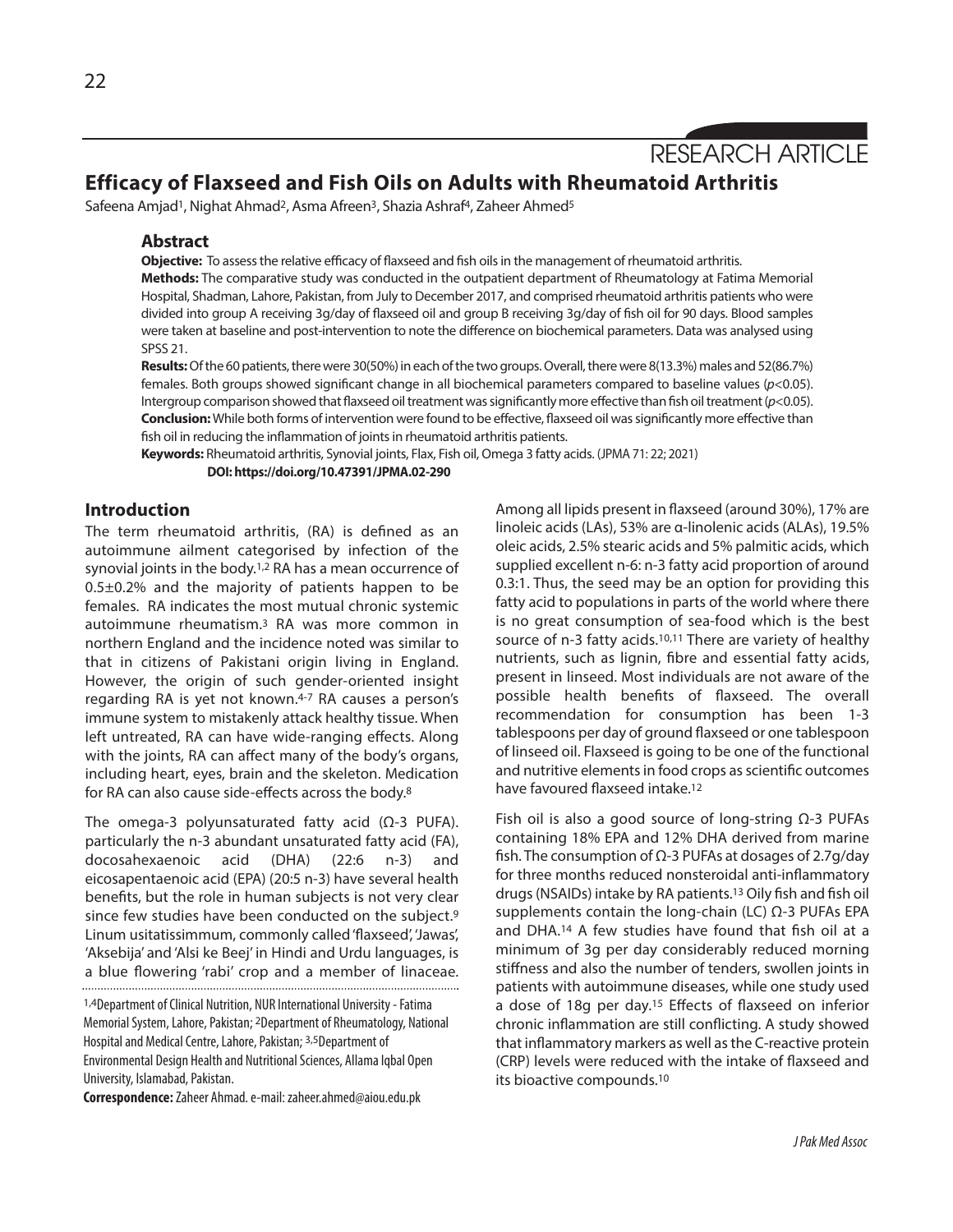RESEARCH ARTICLE

# Efficacy of Flaxseed and Fish Oils on Adults with Rheumatoid Arthritis

Safeena Amjad[1], Nighat Ahmad[2], Asma Afreen[3], Shazia Ashraf[4], Zaheer Ahmed[5]

## Abstract

**Objective:** To assess the relative efficacy of flaxseed and fish oils in the management of rheumatoid arthritis.

**Methods:** The comparative study was conducted in the outpatient department of Rheumatology at Fatima Memorial Hospital, Shadman, Lahore, Pakistan, from July to December 2017, and comprised rheumatoid arthritis patients who were divided into group A receiving 3g/day of flaxseed oil and group B receiving 3g/day of fish oil for 90 days. Blood samples were taken at baseline and post-intervention to note the difference on biochemical parameters. Data was analysed using SPSS 21.

**Results:** Of the 60 patients, there were 30(50%) in each of the two groups. Overall, there were 8(13.3%) males and 52(86.7%) females. Both groups showed significant change in all biochemical parameters compared to baseline values ($p<0.05$). Intergroup comparison showed that flaxseed oil treatment was significantly more effective than fish oil treatment ($p<0.05$).

**Conclusion:** While both forms of intervention were found to be effective, flaxseed oil was significantly more effective than fish oil in reducing the inflammation of joints in rheumatoid arthritis patients.

**Keywords:** Rheumatoid arthritis, Synovial joints, Flax, Fish oil, Omega 3 fatty acids. (JPMA 71: 22; 2021)

**DOI: https://doi.org/10.47391/JPMA.02-290**

## Introduction

The term rheumatoid arthritis, (RA) is defined as an autoimmune ailment categorised by infection of the synovial joints in the body.[1,2] RA has a mean occurrence of 0.5±0.2% and the majority of patients happen to be females. RA indicates the most mutual chronic systemic autoimmune rheumatism.[3] RA was more common in northern England and the incidence noted was similar to that in citizens of Pakistani origin living in England. However, the origin of such gender-oriented insight regarding RA is yet not known.[4-7] RA causes a person's immune system to mistakenly attack healthy tissue. When left untreated, RA can have wide-ranging effects. Along with the joints, RA can affect many of the body's organs, including heart, eyes, brain and the skeleton. Medication for RA can also cause side-effects across the body.[8]

The omega-3 polyunsaturated fatty acid (Ω-3 PUFA). particularly the n-3 abundant unsaturated fatty acid (FA), docosahexaenoic acid (DHA) (22:6 n-3) and eicosapentaenoic acid (EPA) (20:5 n-3) have several health benefits, but the role in human subjects is not very clear since few studies have been conducted on the subject.[9] Linum usitatissimmum, commonly called 'flaxseed', 'Jawas', 'Aksebija' and 'Alsi ke Beej' in Hindi and Urdu languages, is a blue flowering 'rabi' crop and a member of linaceae.

Among all lipids present in flaxseed (around 30%), 17% are linoleic acids (LAs), 53% are α-linolenic acids (ALAs), 19.5% oleic acids, 2.5% stearic acids and 5% palmitic acids, which supplied excellent n-6: n-3 fatty acid proportion of around 0.3:1. Thus, the seed may be an option for providing this fatty acid to populations in parts of the world where there is no great consumption of sea-food which is the best source of n-3 fatty acids.[10,11] There are variety of healthy nutrients, such as lignin, fibre and essential fatty acids, present in linseed. Most individuals are not aware of the possible health benefits of flaxseed. The overall recommendation for consumption has been 1-3 tablespoons per day of ground flaxseed or one tablespoon of linseed oil. Flaxseed is going to be one of the functional and nutritive elements in food crops as scientific outcomes have favoured flaxseed intake.[12]

Fish oil is also a good source of long-string Ω-3 PUFAs containing 18% EPA and 12% DHA derived from marine fish. The consumption of Ω-3 PUFAs at dosages of 2.7g/day for three months reduced nonsteroidal anti-inflammatory drugs (NSAIDs) intake by RA patients.[13] Oily fish and fish oil supplements contain the long-chain (LC) Ω-3 PUFAs EPA and DHA.[14] A few studies have found that fish oil at a minimum of 3g per day considerably reduced morning stiffness and also the number of tenders, swollen joints in patients with autoimmune diseases, while one study used a dose of 18g per day.[15] Effects of flaxseed on inferior chronic inflammation are still conflicting. A study showed that inflammatory markers as well as the C-reactive protein (CRP) levels were reduced with the intake of flaxseed and its bioactive compounds.[10]

[1,4]Department of Clinical Nutrition, NUR International University - Fatima Memorial System, Lahore, Pakistan; [2]Department of Rheumatology, National Hospital and Medical Centre, Lahore, Pakistan; [3,5]Department of Environmental Design Health and Nutritional Sciences, Allama Iqbal Open University, Islamabad, Pakistan.

**Correspondence:** Zaheer Ahmad. e-mail: zaheer.ahmed@aiou.edu.pk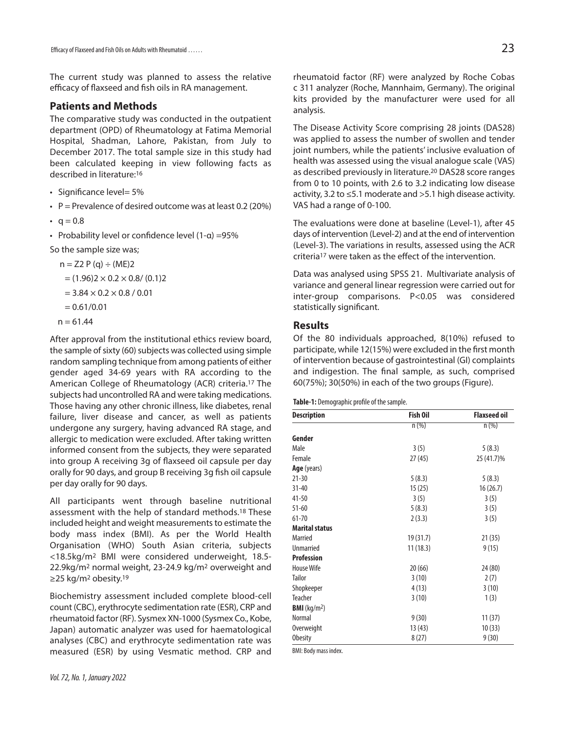The current study was planned to assess the relative efficacy of flaxseed and fish oils in RA management.

## Patients and Methods

The comparative study was conducted in the outpatient department (OPD) of Rheumatology at Fatima Memorial Hospital, Shadman, Lahore, Pakistan, from July to December 2017. The total sample size in this study had been calculated keeping in view following facts as described in literature:[16]

- Significance level= 5%
- P = Prevalence of desired outcome was at least 0.2 (20%)
- q = 0.8
- Probability level or confidence level (1-α) =95%

So the sample size was;

$n = Z2\ P\ (q) \div (ME)2$

$= (1.96)2 \times 0.2 \times 0.8/ (0.1)2$

$= 3.84 \times 0.2 \times 0.8 / 0.01$

$= 0.61/0.01$

$n = 61.44$

After approval from the institutional ethics review board, the sample of sixty (60) subjects was collected using simple random sampling technique from among patients of either gender aged 34-69 years with RA according to the American College of Rheumatology (ACR) criteria.[17] The subjects had uncontrolled RA and were taking medications. Those having any other chronic illness, like diabetes, renal failure, liver disease and cancer, as well as patients undergone any surgery, having advanced RA stage, and allergic to medication were excluded. After taking written informed consent from the subjects, they were separated into group A receiving 3g of flaxseed oil capsule per day orally for 90 days, and group B receiving 3g fish oil capsule per day orally for 90 days.

All participants went through baseline nutritional assessment with the help of standard methods.[18] These included height and weight measurements to estimate the body mass index (BMI). As per the World Health Organisation (WHO) South Asian criteria, subjects <18.5kg/m$^2$ BMI were considered underweight, 18.5-22.9kg/m$^2$ normal weight, 23-24.9 kg/m$^2$ overweight and ≥25 kg/m$^2$ obesity.[19]

Biochemistry assessment included complete blood-cell count (CBC), erythrocyte sedimentation rate (ESR), CRP and rheumatoid factor (RF). Sysmex XN-1000 (Sysmex Co., Kobe, Japan) automatic analyzer was used for haematological analyses (CBC) and erythrocyte sedimentation rate was measured (ESR) by using Vesmatic method. CRP and rheumatoid factor (RF) were analyzed by Roche Cobas c 311 analyzer (Roche, Mannhaim, Germany). The original kits provided by the manufacturer were used for all analysis.

The Disease Activity Score comprising 28 joints (DAS28) was applied to assess the number of swollen and tender joint numbers, while the patients' inclusive evaluation of health was assessed using the visual analogue scale (VAS) as described previously in literature.[20] DAS28 score ranges from 0 to 10 points, with 2.6 to 3.2 indicating low disease activity, 3.2 to ≤5.1 moderate and >5.1 high disease activity. VAS had a range of 0-100.

The evaluations were done at baseline (Level-1), after 45 days of intervention (Level-2) and at the end of intervention (Level-3). The variations in results, assessed using the ACR criteria[17] were taken as the effect of the intervention.

Data was analysed using SPSS 21. Multivariate analysis of variance and general linear regression were carried out for inter-group comparisons. P<0.05 was considered statistically significant.

## Results

Of the 80 individuals approached, 8(10%) refused to participate, while 12(15%) were excluded in the first month of intervention because of gastrointestinal (GI) complaints and indigestion. The final sample, as such, comprised 60(75%); 30(50%) in each of the two groups (Figure).

**Table-1:** Demographic profile of the sample.

| Description | Fish Oil | Flaxseed oil |
|---|---|---|
| | n (%) | n (%) |
| **Gender** | | |
| Male | 3 (5) | 5 (8.3) |
| Female | 27 (45) | 25 (41.7)% |
| **Age** (years) | | |
| 21-30 | 5 (8.3) | 5 (8.3) |
| 31-40 | 15 (25) | 16 (26.7) |
| 41-50 | 3 (5) | 3 (5) |
| 51-60 | 5 (8.3) | 3 (5) |
| 61-70 | 2 (3.3) | 3 (5) |
| **Marital status** | | |
| Married | 19 (31.7) | 21 (35) |
| Unmarried | 11 (18.3) | 9 (15) |
| **Profession** | | |
| House Wife | 20 (66) | 24 (80) |
| Tailor | 3 (10) | 2 (7) |
| Shopkeeper | 4 (13) | 3 (10) |
| Teacher | 3 (10) | 1 (3) |
| **BMI** (kg/m$^2$) | | |
| Normal | 9 (30) | 11 (37) |
| Overweight | 13 (43) | 10 (33) |
| Obesity | 8 (27) | 9 (30) |

BMI: Body mass index.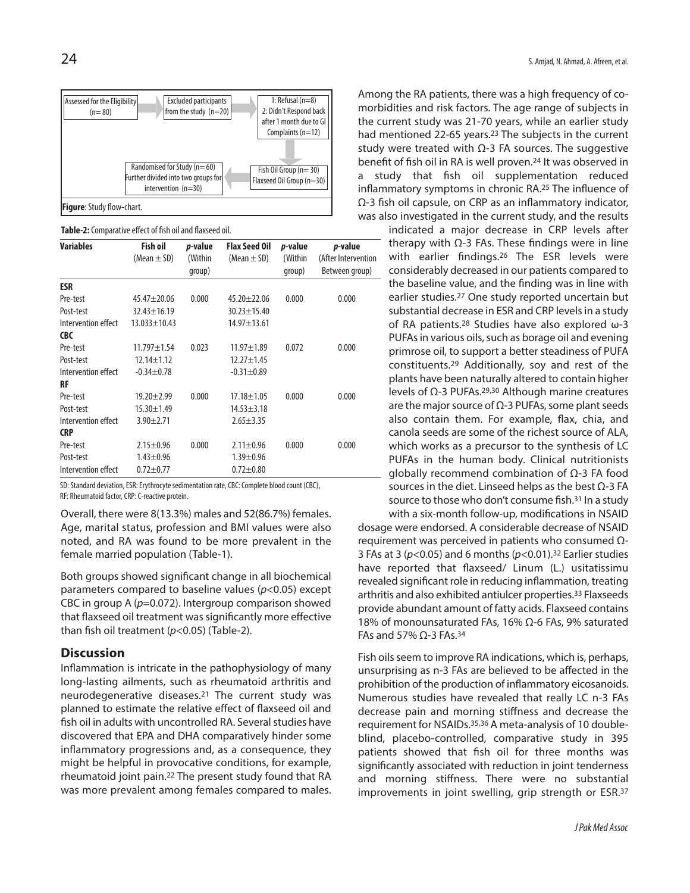Assessed for the Eligibility (n= 80) → Excluded participants from the study (n=20) → 1: Refusal (n=8) 2: Didn't Respond back after 1 month due to GI Complaints (n=12)

Randomised for Study (n= 60) Further divided into two groups for intervention (n=30) ← Fish Oil Group (n= 30) Flaxseed Oil Group (n=30)

**Figure**: Study flow-chart.

**Table-2:** Comparative effect of fish oil and flaxseed oil.

| Variables | Fish oil (Mean ± SD) | *p*-value (Within group) | Flax Seed Oil (Mean ± SD) | *p*-value (Within group) | *p*-value (After Intervention Between group) |
|---|---|---|---|---|---|
| **ESR** | | | | | |
| Pre-test | 45.47±20.06 | 0.000 | 45.20±22.06 | 0.000 | 0.000 |
| Post-test | 32.43±16.19 | | 30.23±15.40 | | |
| Intervention effect | 13.033±10.43 | | 14.97±13.61 | | |
| **CBC** | | | | | |
| Pre-test | 11.797±1.54 | 0.023 | 11.97±1.89 | 0.072 | 0.000 |
| Post-test | 12.14±1.12 | | 12.27±1.45 | | |
| Intervention effect | -0.34±0.78 | | -0.31±0.89 | | |
| **RF** | | | | | |
| Pre-test | 19.20±2.99 | 0.000 | 17.18±1.05 | 0.000 | 0.000 |
| Post-test | 15.30±1.49 | | 14.53±3.18 | | |
| Intervention effect | 3.90±2.71 | | 2.65±3.35 | | |
| **CRP** | | | | | |
| Pre-test | 2.15±0.96 | 0.000 | 2.11±0.96 | 0.000 | 0.000 |
| Post-test | 1.43±0.96 | | 1.39±0.96 | | |
| Intervention effect | 0.72±0.77 | | 0.72±0.80 | | |

SD: Standard deviation, ESR: Erythrocyte sedimentation rate, CBC: Complete blood count (CBC), RF: Rheumatoid factor, CRP: C-reactive protein.

Overall, there were 8(13.3%) males and 52(86.7%) females. Age, marital status, profession and BMI values were also noted, and RA was found to be more prevalent in the female married population (Table-1).

Both groups showed significant change in all biochemical parameters compared to baseline values ($p<0.05$) except CBC in group A ($p=0.072$). Intergroup comparison showed that flaxseed oil treatment was significantly more effective than fish oil treatment ($p<0.05$) (Table-2).

## Discussion

Inflammation is intricate in the pathophysiology of many long-lasting ailments, such as rheumatoid arthritis and neurodegenerative diseases.[21] The current study was planned to estimate the relative effect of flaxseed oil and fish oil in adults with uncontrolled RA. Several studies have discovered that EPA and DHA comparatively hinder some inflammatory progressions and, as a consequence, they might be helpful in provocative conditions, for example, rheumatoid joint pain.[22] The present study found that RA was more prevalent among females compared to males. Among the RA patients, there was a high frequency of co-morbidities and risk factors. The age range of subjects in the current study was 21-70 years, while an earlier study had mentioned 22-65 years.[23] The subjects in the current study were treated with Ω-3 FA sources. The suggestive benefit of fish oil in RA is well proven.[24] It was observed in a study that fish oil supplementation reduced inflammatory symptoms in chronic RA.[25] The influence of Ω-3 fish oil capsule, on CRP as an inflammatory indicator, was also investigated in the current study, and the results indicated a major decrease in CRP levels after therapy with Ω-3 FAs. These findings were in line with earlier findings.[26] The ESR levels were considerably decreased in our patients compared to the baseline value, and the finding was in line with earlier studies.[27] One study reported uncertain but substantial decrease in ESR and CRP levels in a study of RA patients.[28] Studies have also explored ω-3 PUFAs in various oils, such as borage oil and evening primrose oil, to support a better steadiness of PUFA constituents.[29] Additionally, soy and rest of the plants have been naturally altered to contain higher levels of Ω-3 PUFAs.[29,30] Although marine creatures are the major source of Ω-3 PUFAs, some plant seeds also contain them. For example, flax, chia, and canola seeds are some of the richest source of ALA, which works as a precursor to the synthesis of LC PUFAs in the human body. Clinical nutritionists globally recommend combination of Ω-3 FA food sources in the diet. Linseed helps as the best Ω-3 FA source to those who don't consume fish.[31] In a study with a six-month follow-up, modifications in NSAID dosage were endorsed. A considerable decrease of NSAID requirement was perceived in patients who consumed Ω-3 FAs at 3 ($p<0.05$) and 6 months ($p<0.01$).[32] Earlier studies have reported that flaxseed/ Linum (L.) usitatissimu revealed significant role in reducing inflammation, treating arthritis and also exhibited antiulcer properties.[33] Flaxseeds provide abundant amount of fatty acids. Flaxseed contains 18% of monounsaturated FAs, 16% Ω-6 FAs, 9% saturated FAs and 57% Ω-3 FAs.[34]

Fish oils seem to improve RA indications, which is, perhaps, unsurprising as n-3 FAs are believed to be affected in the prohibition of the production of inflammatory eicosanoids. Numerous studies have revealed that really LC n-3 FAs decrease pain and morning stiffness and decrease the requirement for NSAIDs.[35,36] A meta-analysis of 10 double-blind, placebo-controlled, comparative study in 395 patients showed that fish oil for three months was significantly associated with reduction in joint tenderness and morning stiffness. There were no substantial improvements in joint swelling, grip strength or ESR.[37]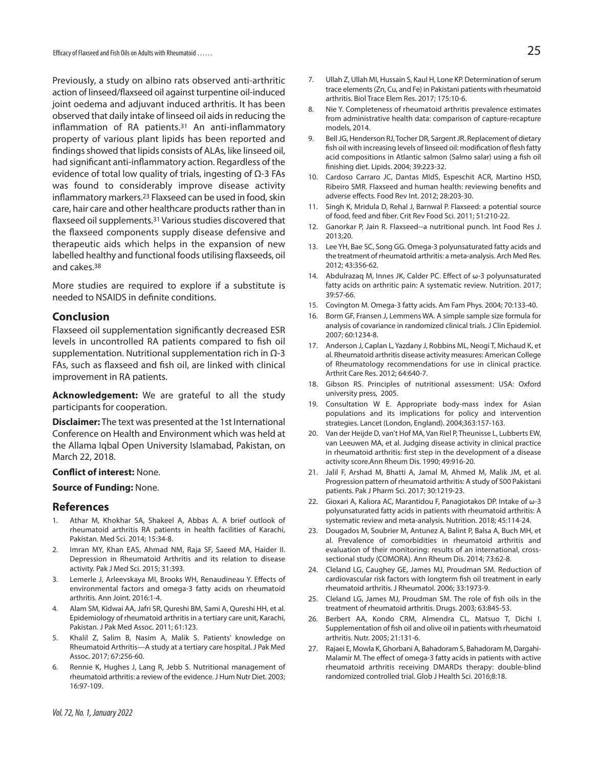Previously, a study on albino rats observed anti-arthritic action of linseed/flaxseed oil against turpentine oil-induced joint oedema and adjuvant induced arthritis. It has been observed that daily intake of linseed oil aids in reducing the inflammation of RA patients.[31] An anti-inflammatory property of various plant lipids has been reported and findings showed that lipids consists of ALAs, like linseed oil, had significant anti-inflammatory action. Regardless of the evidence of total low quality of trials, ingesting of Ω-3 FAs was found to considerably improve disease activity inflammatory markers.[23] Flaxseed can be used in food, skin care, hair care and other healthcare products rather than in flaxseed oil supplements.[31] Various studies discovered that the flaxseed components supply disease defensive and therapeutic aids which helps in the expansion of new labelled healthy and functional foods utilising flaxseeds, oil and cakes.[38]

More studies are required to explore if a substitute is needed to NSAIDS in definite conditions.

## Conclusion

Flaxseed oil supplementation significantly decreased ESR levels in uncontrolled RA patients compared to fish oil supplementation. Nutritional supplementation rich in Ω-3 FAs, such as flaxseed and fish oil, are linked with clinical improvement in RA patients.

**Acknowledgement:** We are grateful to all the study participants for cooperation.

**Disclaimer:** The text was presented at the 1st International Conference on Health and Environment which was held at the Allama Iqbal Open University Islamabad, Pakistan, on March 22, 2018.

**Conflict of interest:** None.

**Source of Funding:** None.

## References

1. Athar M, Khokhar SA, Shakeel A, Abbas A. A brief outlook of rheumatoid arthritis RA patients in health facilities of Karachi, Pakistan. Med Sci. 2014; 15:34-8.
2. Imran MY, Khan EAS, Ahmad NM, Raja SF, Saeed MA, Haider II. Depression in Rheumatoid Arthritis and its relation to disease activity. Pak J Med Sci. 2015; 31:393.
3. Lemerle J, Arleevskaya MI, Brooks WH, Renaudineau Y. Effects of environmental factors and omega-3 fatty acids on rheumatoid arthritis. Ann Joint. 2016:1-4.
4. Alam SM, Kidwai AA, Jafri SR, Qureshi BM, Sami A, Qureshi HH, et al. Epidemiology of rheumatoid arthritis in a tertiary care unit, Karachi, Pakistan. J Pak Med Assoc. 2011; 61:123.
5. Khalil Z, Salim B, Nasim A, Malik S. Patients' knowledge on Rheumatoid Arthritis—A study at a tertiary care hospital. J Pak Med Assoc. 2017; 67:256-60.
6. Rennie K, Hughes J, Lang R, Jebb S. Nutritional management of rheumatoid arthritis: a review of the evidence. J Hum Nutr Diet. 2003; 16:97-109.
7. Ullah Z, Ullah MI, Hussain S, Kaul H, Lone KP. Determination of serum trace elements (Zn, Cu, and Fe) in Pakistani patients with rheumatoid arthritis. Biol Trace Elem Res. 2017; 175:10-6.
8. Nie Y. Completeness of rheumatoid arthritis prevalence estimates from administrative health data: comparison of capture-recapture models, 2014.
9. Bell JG, Henderson RJ, Tocher DR, Sargent JR. Replacement of dietary fish oil with increasing levels of linseed oil: modification of flesh fatty acid compositions in Atlantic salmon (Salmo salar) using a fish oil finishing diet. Lipids. 2004; 39:223-32.
10. Cardoso Carraro JC, Dantas MIdS, Espeschit ACR, Martino HSD, Ribeiro SMR. Flaxseed and human health: reviewing benefits and adverse effects. Food Rev Int. 2012; 28:203-30.
11. Singh K, Mridula D, Rehal J, Barnwal P. Flaxseed: a potential source of food, feed and fiber. Crit Rev Food Sci. 2011; 51:210-22.
12. Ganorkar P, Jain R. Flaxseed--a nutritional punch. Int Food Res J. 2013;20.
13. Lee YH, Bae SC, Song GG. Omega-3 polyunsaturated fatty acids and the treatment of rheumatoid arthritis: a meta-analysis. Arch Med Res. 2012; 43:356-62.
14. Abdulrazaq M, Innes JK, Calder PC. Effect of ω-3 polyunsaturated fatty acids on arthritic pain: A systematic review. Nutrition. 2017; 39:57-66.
15. Covington M. Omega-3 fatty acids. Am Fam Phys. 2004; 70:133-40.
16. Borm GF, Fransen J, Lemmens WA. A simple sample size formula for analysis of covariance in randomized clinical trials. J Clin Epidemiol. 2007; 60:1234-8.
17. Anderson J, Caplan L, Yazdany J, Robbins ML, Neogi T, Michaud K, et al. Rheumatoid arthritis disease activity measures: American College of Rheumatology recommendations for use in clinical practice. Arthrit Care Res. 2012; 64:640-7.
18. Gibson RS. Principles of nutritional assessment: USA: Oxford university press, 2005.
19. Consultation W E. Appropriate body-mass index for Asian populations and its implications for policy and intervention strategies. Lancet (London, England). 2004;363:157-163.
20. Van der Heijde D, van't Hof MA, Van Riel P, Theunisse L, Lubberts EW, van Leeuwen MA, et al. Judging disease activity in clinical practice in rheumatoid arthritis: first step in the development of a disease activity score.Ann Rheum Dis. 1990; 49:916-20.
21. Jalil F, Arshad M, Bhatti A, Jamal M, Ahmed M, Malik JM, et al. Progression pattern of rheumatoid arthritis: A study of 500 Pakistani patients. Pak J Pharm Sci. 2017; 30:1219-23.
22. Gioxari A, Kaliora AC, Marantidou F, Panagiotakos DP. Intake of ω-3 polyunsaturated fatty acids in patients with rheumatoid arthritis: A systematic review and meta-analysis. Nutrition. 2018; 45:114-24.
23. Dougados M, Soubrier M, Antunez A, Balint P, Balsa A, Buch MH, et al. Prevalence of comorbidities in rheumatoid arthritis and evaluation of their monitoring: results of an international, cross-sectional study (COMORA). Ann Rheum Dis. 2014; 73:62-8.
24. Cleland LG, Caughey GE, James MJ, Proudman SM. Reduction of cardiovascular risk factors with longterm fish oil treatment in early rheumatoid arthritis. J Rheumatol. 2006; 33:1973-9.
25. Cleland LG, James MJ, Proudman SM. The role of fish oils in the treatment of rheumatoid arthritis. Drugs. 2003; 63:845-53.
26. Berbert AA, Kondo CRM, Almendra CL, Matsuo T, Dichi I. Supplementation of fish oil and olive oil in patients with rheumatoid arthritis. Nutr. 2005; 21:131-6.
27. Rajaei E, Mowla K, Ghorbani A, Bahadoram S, Bahadoram M, Dargahi-Malamir M. The effect of omega-3 fatty acids in patients with active rheumatoid arthritis receiving DMARDs therapy: double-blind randomized controlled trial. Glob J Health Sci. 2016;8:18.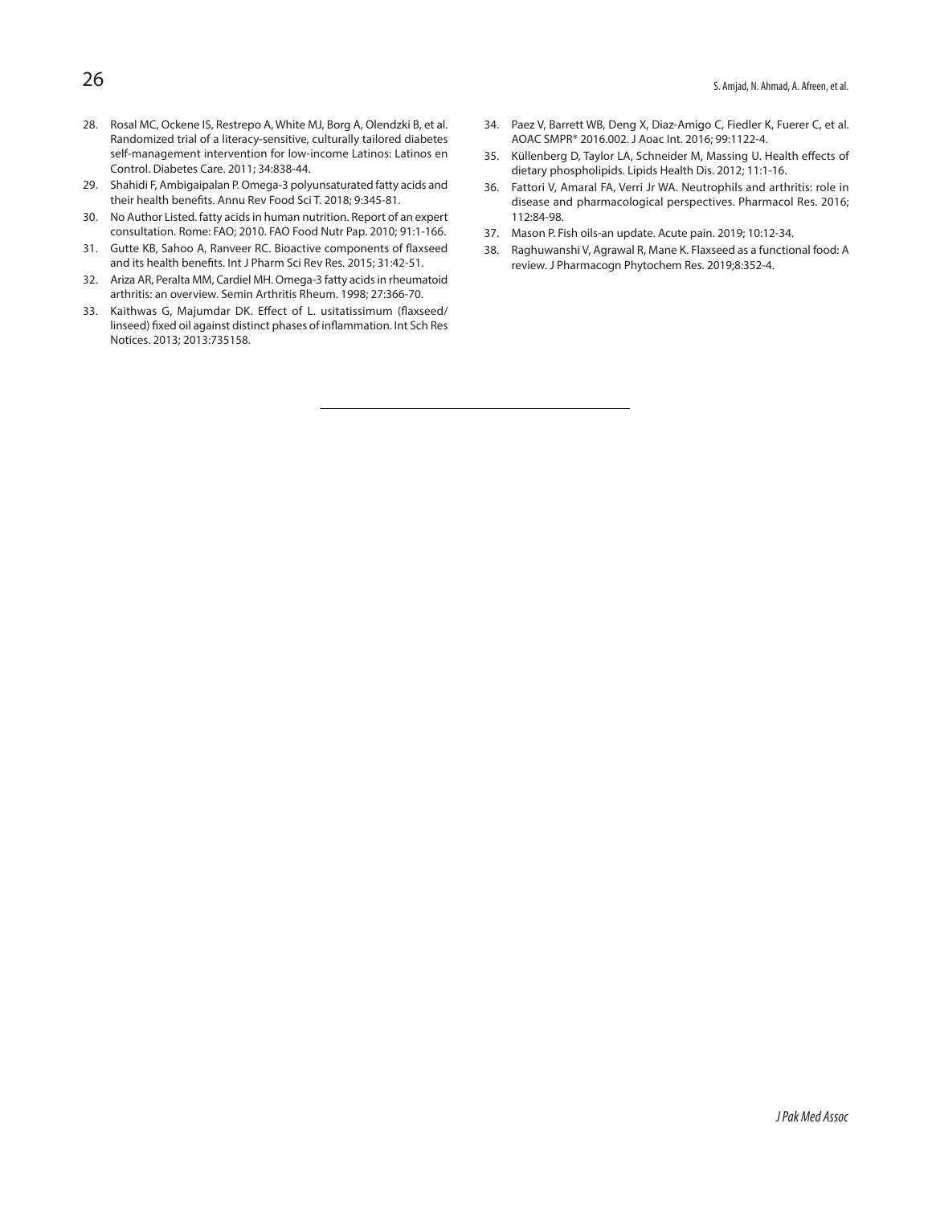28. Rosal MC, Ockene IS, Restrepo A, White MJ, Borg A, Olendzki B, et al. Randomized trial of a literacy-sensitive, culturally tailored diabetes self-management intervention for low-income Latinos: Latinos en Control. Diabetes Care. 2011; 34:838-44.
29. Shahidi F, Ambigaipalan P. Omega-3 polyunsaturated fatty acids and their health benefits. Annu Rev Food Sci T. 2018; 9:345-81.
30. No Author Listed. fatty acids in human nutrition. Report of an expert consultation. Rome: FAO; 2010. FAO Food Nutr Pap. 2010; 91:1-166.
31. Gutte KB, Sahoo A, Ranveer RC. Bioactive components of flaxseed and its health benefits. Int J Pharm Sci Rev Res. 2015; 31:42-51.
32. Ariza AR, Peralta MM, Cardiel MH. Omega-3 fatty acids in rheumatoid arthritis: an overview. Semin Arthritis Rheum. 1998; 27:366-70.
33. Kaithwas G, Majumdar DK. Effect of L. usitatissimum (flaxseed/ linseed) fixed oil against distinct phases of inflammation. Int Sch Res Notices. 2013; 2013:735158.
34. Paez V, Barrett WB, Deng X, Diaz-Amigo C, Fiedler K, Fuerer C, et al. AOAC SMPR® 2016.002. J Aoac Int. 2016; 99:1122-4.
35. Küllenberg D, Taylor LA, Schneider M, Massing U. Health effects of dietary phospholipids. Lipids Health Dis. 2012; 11:1-16.
36. Fattori V, Amaral FA, Verri Jr WA. Neutrophils and arthritis: role in disease and pharmacological perspectives. Pharmacol Res. 2016; 112:84-98.
37. Mason P. Fish oils-an update. Acute pain. 2019; 10:12-34.
38. Raghuwanshi V, Agrawal R, Mane K. Flaxseed as a functional food: A review. J Pharmacogn Phytochem Res. 2019;8:352-4.